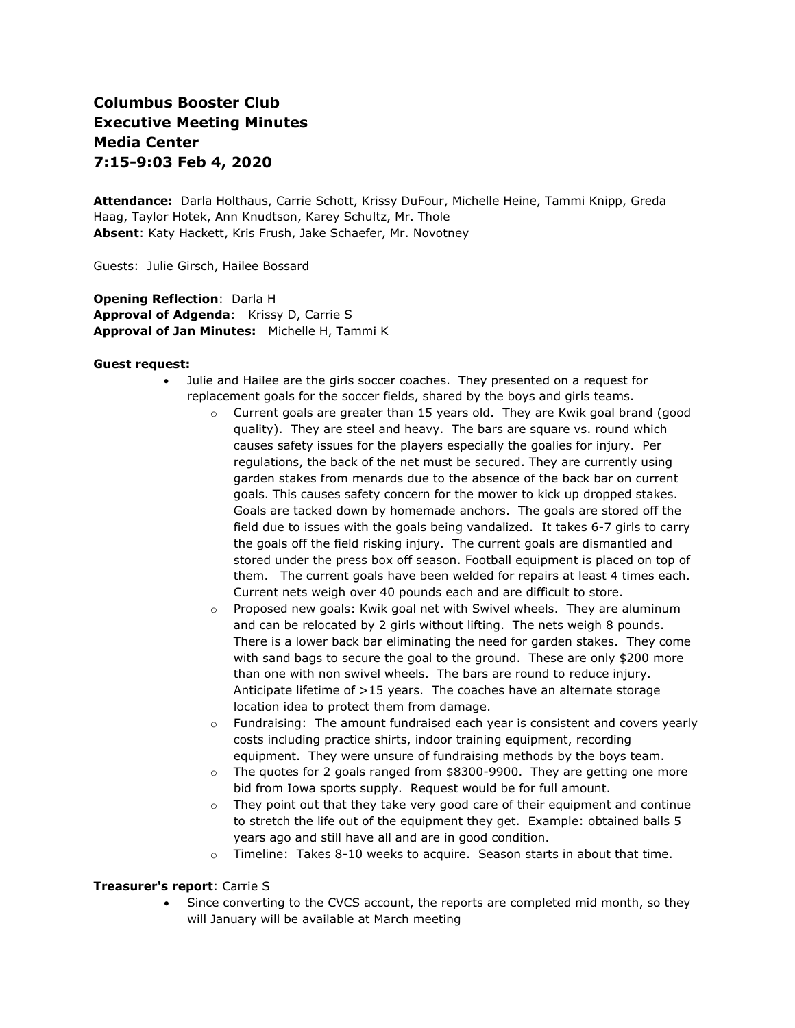**Columbus Booster Club**
**Executive Meeting Minutes**
**Media Center**
**7:15-9:03 Feb 4, 2020**

**Attendance:** Darla Holthaus, Carrie Schott, Krissy DuFour, Michelle Heine, Tammi Knipp, Greda Haag, Taylor Hotek, Ann Knudtson, Karey Schultz, Mr. Thole
**Absent**: Katy Hackett, Kris Frush, Jake Schaefer, Mr. Novotney

Guests: Julie Girsch, Hailee Bossard

**Opening Reflection**: Darla H
**Approval of Adgenda**: Krissy D, Carrie S
**Approval of Jan Minutes:** Michelle H, Tammi K

**Guest request:**

- Julie and Hailee are the girls soccer coaches. They presented on a request for replacement goals for the soccer fields, shared by the boys and girls teams.
  - Current goals are greater than 15 years old. They are Kwik goal brand (good quality). They are steel and heavy. The bars are square vs. round which causes safety issues for the players especially the goalies for injury. Per regulations, the back of the net must be secured. They are currently using garden stakes from menards due to the absence of the back bar on current goals. This causes safety concern for the mower to kick up dropped stakes. Goals are tacked down by homemade anchors. The goals are stored off the field due to issues with the goals being vandalized. It takes 6-7 girls to carry the goals off the field risking injury. The current goals are dismantled and stored under the press box off season. Football equipment is placed on top of them. The current goals have been welded for repairs at least 4 times each. Current nets weigh over 40 pounds each and are difficult to store.
  - Proposed new goals: Kwik goal net with Swivel wheels. They are aluminum and can be relocated by 2 girls without lifting. The nets weigh 8 pounds. There is a lower back bar eliminating the need for garden stakes. They come with sand bags to secure the goal to the ground. These are only $200 more than one with non swivel wheels. The bars are round to reduce injury. Anticipate lifetime of >15 years. The coaches have an alternate storage location idea to protect them from damage.
  - Fundraising: The amount fundraised each year is consistent and covers yearly costs including practice shirts, indoor training equipment, recording equipment. They were unsure of fundraising methods by the boys team.
  - The quotes for 2 goals ranged from $8300-9900. They are getting one more bid from Iowa sports supply. Request would be for full amount.
  - They point out that they take very good care of their equipment and continue to stretch the life out of the equipment they get. Example: obtained balls 5 years ago and still have all and are in good condition.
  - Timeline: Takes 8-10 weeks to acquire. Season starts in about that time.

**Treasurer's report**: Carrie S

- Since converting to the CVCS account, the reports are completed mid month, so they will January will be available at March meeting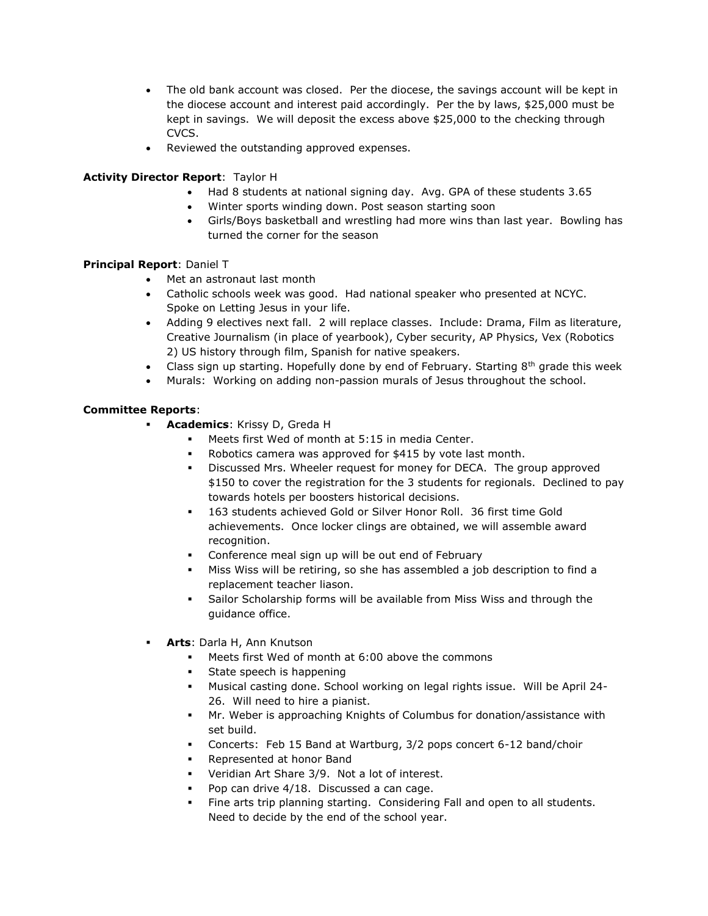- The old bank account was closed. Per the diocese, the savings account will be kept in the diocese account and interest paid accordingly. Per the by laws, $25,000 must be kept in savings. We will deposit the excess above $25,000 to the checking through CVCS.
- Reviewed the outstanding approved expenses.

**Activity Director Report**: Taylor H

- Had 8 students at national signing day. Avg. GPA of these students 3.65
- Winter sports winding down. Post season starting soon
- Girls/Boys basketball and wrestling had more wins than last year. Bowling has turned the corner for the season

**Principal Report**: Daniel T

- Met an astronaut last month
- Catholic schools week was good. Had national speaker who presented at NCYC. Spoke on Letting Jesus in your life.
- Adding 9 electives next fall. 2 will replace classes. Include: Drama, Film as literature, Creative Journalism (in place of yearbook), Cyber security, AP Physics, Vex (Robotics 2) US history through film, Spanish for native speakers.
- Class sign up starting. Hopefully done by end of February. Starting 8th grade this week
- Murals: Working on adding non-passion murals of Jesus throughout the school.

**Committee Reports**:

- **Academics**: Krissy D, Greda H
  - Meets first Wed of month at 5:15 in media Center.
  - Robotics camera was approved for $415 by vote last month.
  - Discussed Mrs. Wheeler request for money for DECA. The group approved $150 to cover the registration for the 3 students for regionals. Declined to pay towards hotels per boosters historical decisions.
  - 163 students achieved Gold or Silver Honor Roll. 36 first time Gold achievements. Once locker clings are obtained, we will assemble award recognition.
  - Conference meal sign up will be out end of February
  - Miss Wiss will be retiring, so she has assembled a job description to find a replacement teacher liason.
  - Sailor Scholarship forms will be available from Miss Wiss and through the guidance office.

- **Arts**: Darla H, Ann Knutson
  - Meets first Wed of month at 6:00 above the commons
  - State speech is happening
  - Musical casting done. School working on legal rights issue. Will be April 24-26. Will need to hire a pianist.
  - Mr. Weber is approaching Knights of Columbus for donation/assistance with set build.
  - Concerts: Feb 15 Band at Wartburg, 3/2 pops concert 6-12 band/choir
  - Represented at honor Band
  - Veridian Art Share 3/9. Not a lot of interest.
  - Pop can drive 4/18. Discussed a can cage.
  - Fine arts trip planning starting. Considering Fall and open to all students. Need to decide by the end of the school year.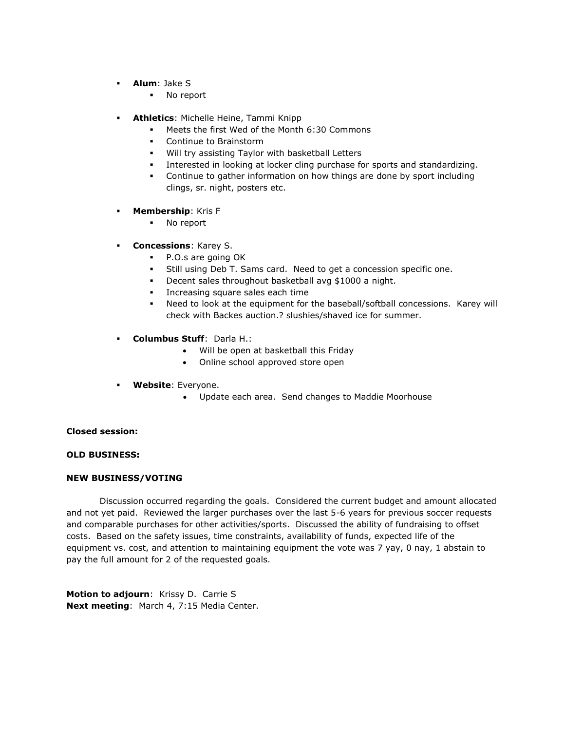- **Alum**: Jake S
    - No report

- **Athletics**: Michelle Heine, Tammi Knipp
    - Meets the first Wed of the Month 6:30 Commons
    - Continue to Brainstorm
    - Will try assisting Taylor with basketball Letters
    - Interested in looking at locker cling purchase for sports and standardizing.
    - Continue to gather information on how things are done by sport including clings, sr. night, posters etc.

- **Membership**: Kris F
    - No report

- **Concessions**: Karey S.
    - P.O.s are going OK
    - Still using Deb T. Sams card. Need to get a concession specific one.
    - Decent sales throughout basketball avg $1000 a night.
    - Increasing square sales each time
    - Need to look at the equipment for the baseball/softball concessions. Karey will check with Backes auction.? slushies/shaved ice for summer.

- **Columbus Stuff**: Darla H.:
    - Will be open at basketball this Friday
    - Online school approved store open

- **Website**: Everyone.
    - Update each area. Send changes to Maddie Moorhouse

**Closed session:**

**OLD BUSINESS:**

**NEW BUSINESS/VOTING**

Discussion occurred regarding the goals. Considered the current budget and amount allocated and not yet paid. Reviewed the larger purchases over the last 5-6 years for previous soccer requests and comparable purchases for other activities/sports. Discussed the ability of fundraising to offset costs. Based on the safety issues, time constraints, availability of funds, expected life of the equipment vs. cost, and attention to maintaining equipment the vote was 7 yay, 0 nay, 1 abstain to pay the full amount for 2 of the requested goals.

**Motion to adjourn**: Krissy D. Carrie S
**Next meeting**: March 4, 7:15 Media Center.